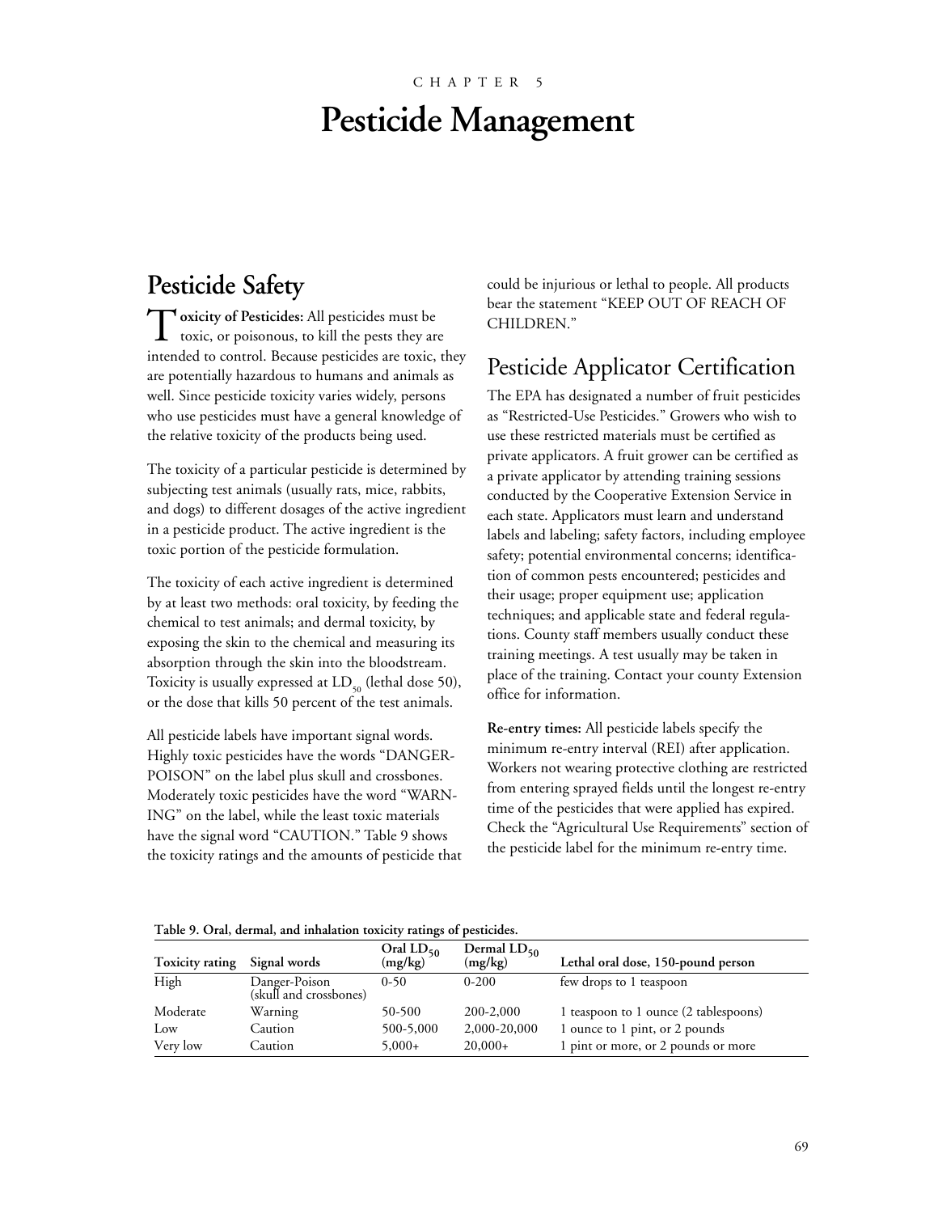CHAPTER 5

# Pesticide Management

## Pesticide Safety

**Toxicity of Pesticides:** All pesticides must be toxic, or poisonous, to kill the pests they are intended to control. Because pesticides are toxic, they are potentially hazardous to humans and animals as well. Since pesticide toxicity varies widely, persons who use pesticides must have a general knowledge of the relative toxicity of the products being used.

The toxicity of a particular pesticide is determined by subjecting test animals (usually rats, mice, rabbits, and dogs) to different dosages of the active ingredient in a pesticide product. The active ingredient is the toxic portion of the pesticide formulation.

The toxicity of each active ingredient is determined by at least two methods: oral toxicity, by feeding the chemical to test animals; and dermal toxicity, by exposing the skin to the chemical and measuring its absorption through the skin into the bloodstream. Toxicity is usually expressed at $LD_{50}$ (lethal dose 50), or the dose that kills 50 percent of the test animals.

All pesticide labels have important signal words. Highly toxic pesticides have the words "DANGER-POISON" on the label plus skull and crossbones. Moderately toxic pesticides have the word "WARNING" on the label, while the least toxic materials have the signal word "CAUTION." Table 9 shows the toxicity ratings and the amounts of pesticide that could be injurious or lethal to people. All products bear the statement "KEEP OUT OF REACH OF CHILDREN."

## Pesticide Applicator Certification

The EPA has designated a number of fruit pesticides as "Restricted-Use Pesticides." Growers who wish to use these restricted materials must be certified as private applicators. A fruit grower can be certified as a private applicator by attending training sessions conducted by the Cooperative Extension Service in each state. Applicators must learn and understand labels and labeling; safety factors, including employee safety; potential environmental concerns; identification of common pests encountered; pesticides and their usage; proper equipment use; application techniques; and applicable state and federal regulations. County staff members usually conduct these training meetings. A test usually may be taken in place of the training. Contact your county Extension office for information.

**Re-entry times:** All pesticide labels specify the minimum re-entry interval (REI) after application. Workers not wearing protective clothing are restricted from entering sprayed fields until the longest re-entry time of the pesticides that were applied has expired. Check the "Agricultural Use Requirements" section of the pesticide label for the minimum re-entry time.

**Table 9. Oral, dermal, and inhalation toxicity ratings of pesticides.**

| Toxicity rating | Signal words | Oral $LD_{50}$ (mg/kg) | Dermal $LD_{50}$ (mg/kg) | Lethal oral dose, 150-pound person |
|---|---|---|---|---|
| High | Danger-Poison (skull and crossbones) | 0-50 | 0-200 | few drops to 1 teaspoon |
| Moderate | Warning | 50-500 | 200-2,000 | 1 teaspoon to 1 ounce (2 tablespoons) |
| Low | Caution | 500-5,000 | 2,000-20,000 | 1 ounce to 1 pint, or 2 pounds |
| Very low | Caution | 5,000+ | 20,000+ | 1 pint or more, or 2 pounds or more |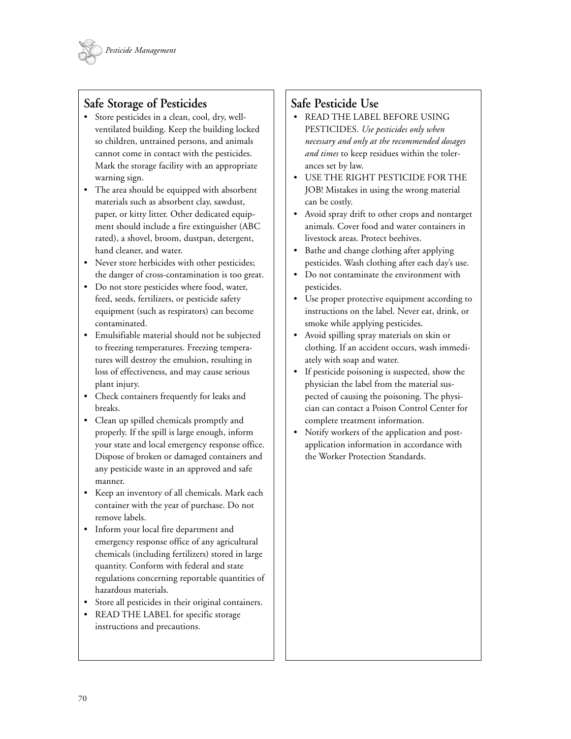## Safe Storage of Pesticides

- Store pesticides in a clean, cool, dry, well-ventilated building. Keep the building locked so children, untrained persons, and animals cannot come in contact with the pesticides. Mark the storage facility with an appropriate warning sign.
- The area should be equipped with absorbent materials such as absorbent clay, sawdust, paper, or kitty litter. Other dedicated equipment should include a fire extinguisher (ABC rated), a shovel, broom, dustpan, detergent, hand cleaner, and water.
- Never store herbicides with other pesticides; the danger of cross-contamination is too great.
- Do not store pesticides where food, water, feed, seeds, fertilizers, or pesticide safety equipment (such as respirators) can become contaminated.
- Emulsifiable material should not be subjected to freezing temperatures. Freezing temperatures will destroy the emulsion, resulting in loss of effectiveness, and may cause serious plant injury.
- Check containers frequently for leaks and breaks.
- Clean up spilled chemicals promptly and properly. If the spill is large enough, inform your state and local emergency response office. Dispose of broken or damaged containers and any pesticide waste in an approved and safe manner.
- Keep an inventory of all chemicals. Mark each container with the year of purchase. Do not remove labels.
- Inform your local fire department and emergency response office of any agricultural chemicals (including fertilizers) stored in large quantity. Conform with federal and state regulations concerning reportable quantities of hazardous materials.
- Store all pesticides in their original containers.
- READ THE LABEL for specific storage instructions and precautions.

## Safe Pesticide Use

- READ THE LABEL BEFORE USING PESTICIDES. *Use pesticides only when necessary and only at the recommended dosages and times* to keep residues within the tolerances set by law.
- USE THE RIGHT PESTICIDE FOR THE JOB! Mistakes in using the wrong material can be costly.
- Avoid spray drift to other crops and nontarget animals. Cover food and water containers in livestock areas. Protect beehives.
- Bathe and change clothing after applying pesticides. Wash clothing after each day's use.
- Do not contaminate the environment with pesticides.
- Use proper protective equipment according to instructions on the label. Never eat, drink, or smoke while applying pesticides.
- Avoid spilling spray materials on skin or clothing. If an accident occurs, wash immediately with soap and water.
- If pesticide poisoning is suspected, show the physician the label from the material suspected of causing the poisoning. The physician can contact a Poison Control Center for complete treatment information.
- Notify workers of the application and post-application information in accordance with the Worker Protection Standards.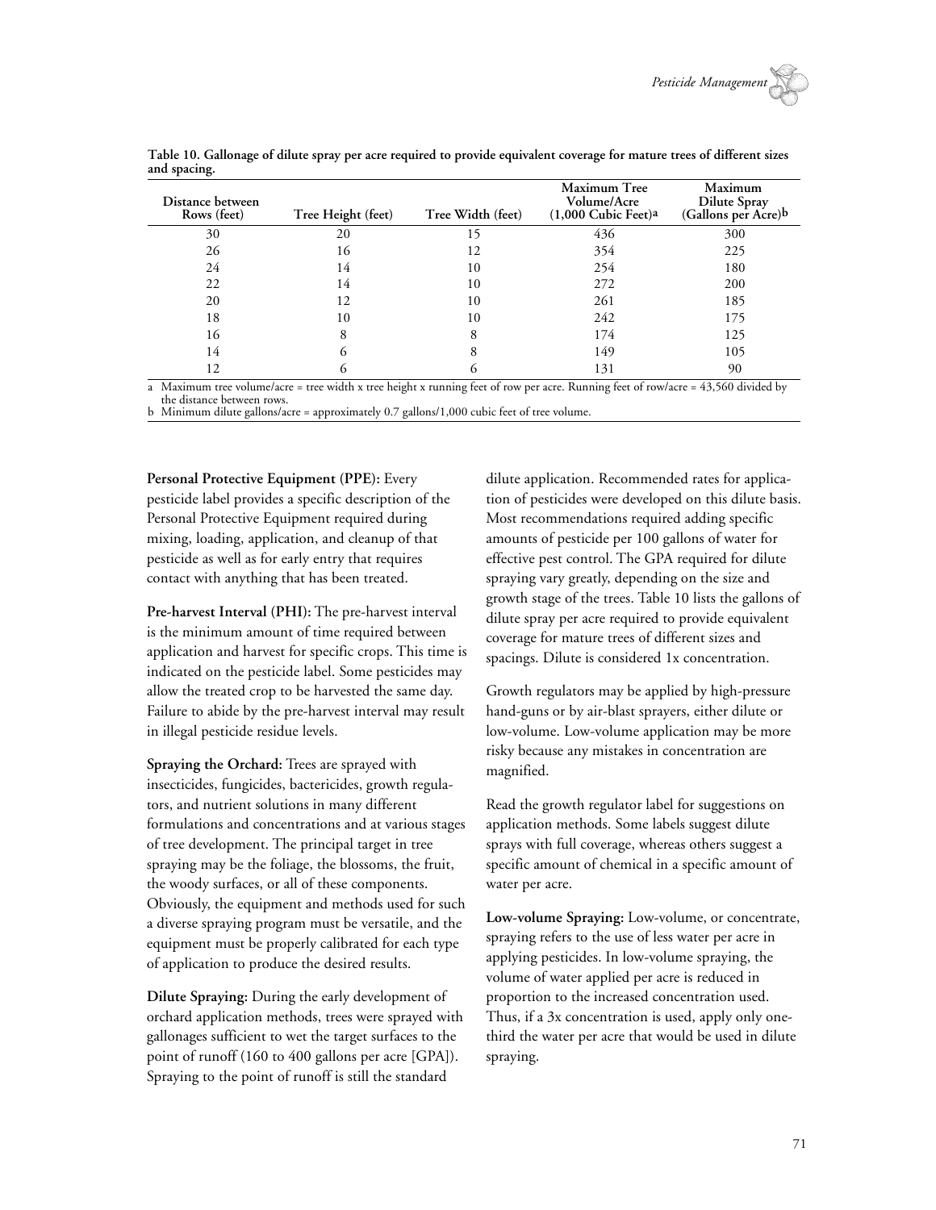**Table 10. Gallonage of dilute spray per acre required to provide equivalent coverage for mature trees of different sizes and spacing.**

| Distance between Rows (feet) | Tree Height (feet) | Tree Width (feet) | Maximum Tree Volume/Acre (1,000 Cubic Feet)[a] | Maximum Dilute Spray (Gallons per Acre)[b] |
|---|---|---|---|---|
| 30 | 20 | 15 | 436 | 300 |
| 26 | 16 | 12 | 354 | 225 |
| 24 | 14 | 10 | 254 | 180 |
| 22 | 14 | 10 | 272 | 200 |
| 20 | 12 | 10 | 261 | 185 |
| 18 | 10 | 10 | 242 | 175 |
| 16 | 8 | 8 | 174 | 125 |
| 14 | 6 | 8 | 149 | 105 |
| 12 | 6 | 6 | 131 | 90 |

a Maximum tree volume/acre = tree width x tree height x running feet of row per acre. Running feet of row/acre = 43,560 divided by the distance between rows.

b Minimum dilute gallons/acre = approximately 0.7 gallons/1,000 cubic feet of tree volume.

**Personal Protective Equipment (PPE):** Every pesticide label provides a specific description of the Personal Protective Equipment required during mixing, loading, application, and cleanup of that pesticide as well as for early entry that requires contact with anything that has been treated.

**Pre-harvest Interval (PHI):** The pre-harvest interval is the minimum amount of time required between application and harvest for specific crops. This time is indicated on the pesticide label. Some pesticides may allow the treated crop to be harvested the same day. Failure to abide by the pre-harvest interval may result in illegal pesticide residue levels.

**Spraying the Orchard:** Trees are sprayed with insecticides, fungicides, bactericides, growth regulators, and nutrient solutions in many different formulations and concentrations and at various stages of tree development. The principal target in tree spraying may be the foliage, the blossoms, the fruit, the woody surfaces, or all of these components. Obviously, the equipment and methods used for such a diverse spraying program must be versatile, and the equipment must be properly calibrated for each type of application to produce the desired results.

**Dilute Spraying:** During the early development of orchard application methods, trees were sprayed with gallonages sufficient to wet the target surfaces to the point of runoff (160 to 400 gallons per acre [GPA]). Spraying to the point of runoff is still the standard dilute application. Recommended rates for application of pesticides were developed on this dilute basis. Most recommendations required adding specific amounts of pesticide per 100 gallons of water for effective pest control. The GPA required for dilute spraying vary greatly, depending on the size and growth stage of the trees. Table 10 lists the gallons of dilute spray per acre required to provide equivalent coverage for mature trees of different sizes and spacings. Dilute is considered 1x concentration.

Growth regulators may be applied by high-pressure hand-guns or by air-blast sprayers, either dilute or low-volume. Low-volume application may be more risky because any mistakes in concentration are magnified.

Read the growth regulator label for suggestions on application methods. Some labels suggest dilute sprays with full coverage, whereas others suggest a specific amount of chemical in a specific amount of water per acre.

**Low-volume Spraying:** Low-volume, or concentrate, spraying refers to the use of less water per acre in applying pesticides. In low-volume spraying, the volume of water applied per acre is reduced in proportion to the increased concentration used. Thus, if a 3x concentration is used, apply only one-third the water per acre that would be used in dilute spraying.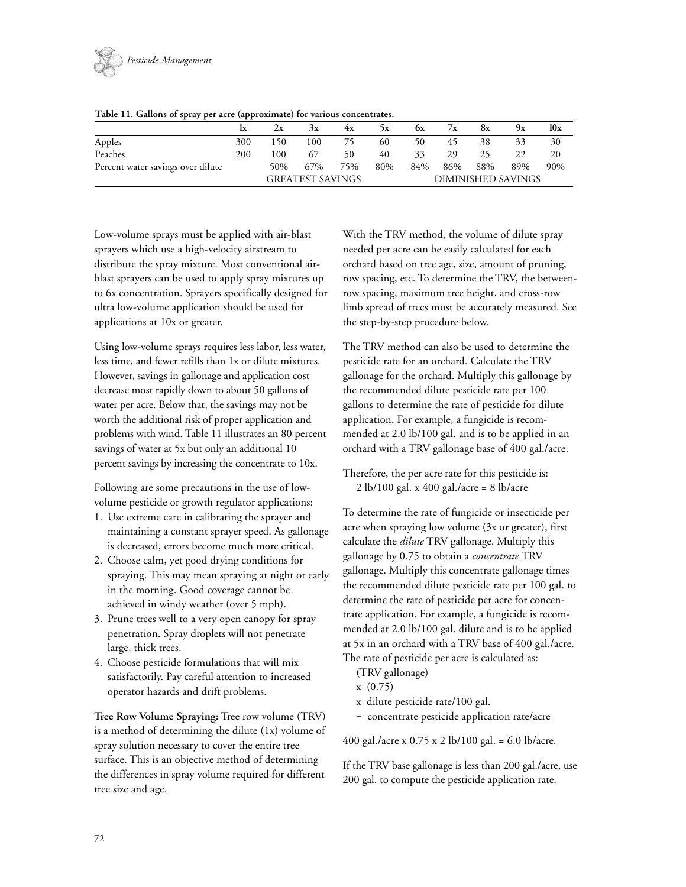**Table 11. Gallons of spray per acre (approximate) for various concentrates.**

| | 1x | 2x | 3x | 4x | 5x | 6x | 7x | 8x | 9x | 10x |
|---|---|---|---|---|---|---|---|---|---|---|
| Apples | 300 | 150 | 100 | 75 | 60 | 50 | 45 | 38 | 33 | 30 |
| Peaches | 200 | 100 | 67 | 50 | 40 | 33 | 29 | 25 | 22 | 20 |
| Percent water savings over dilute | | 50% | 67% | 75% | 80% | 84% | 86% | 88% | 89% | 90% |
| | | GREATEST SAVINGS | | | | | DIMINISHED SAVINGS | | | |

Low-volume sprays must be applied with air-blast sprayers which use a high-velocity airstream to distribute the spray mixture. Most conventional air-blast sprayers can be used to apply spray mixtures up to 6x concentration. Sprayers specifically designed for ultra low-volume application should be used for applications at 10x or greater.

Using low-volume sprays requires less labor, less water, less time, and fewer refills than 1x or dilute mixtures. However, savings in gallonage and application cost decrease most rapidly down to about 50 gallons of water per acre. Below that, the savings may not be worth the additional risk of proper application and problems with wind. Table 11 illustrates an 80 percent savings of water at 5x but only an additional 10 percent savings by increasing the concentrate to 10x.

Following are some precautions in the use of low-volume pesticide or growth regulator applications:

1. Use extreme care in calibrating the sprayer and maintaining a constant sprayer speed. As gallonage is decreased, errors become much more critical.
2. Choose calm, yet good drying conditions for spraying. This may mean spraying at night or early in the morning. Good coverage cannot be achieved in windy weather (over 5 mph).
3. Prune trees well to a very open canopy for spray penetration. Spray droplets will not penetrate large, thick trees.
4. Choose pesticide formulations that will mix satisfactorily. Pay careful attention to increased operator hazards and drift problems.

**Tree Row Volume Spraying:** Tree row volume (TRV) is a method of determining the dilute (1x) volume of spray solution necessary to cover the entire tree surface. This is an objective method of determining the differences in spray volume required for different tree size and age.

With the TRV method, the volume of dilute spray needed per acre can be easily calculated for each orchard based on tree age, size, amount of pruning, row spacing, etc. To determine the TRV, the between-row spacing, maximum tree height, and cross-row limb spread of trees must be accurately measured. See the step-by-step procedure below.

The TRV method can also be used to determine the pesticide rate for an orchard. Calculate the TRV gallonage for the orchard. Multiply this gallonage by the recommended dilute pesticide rate per 100 gallons to determine the rate of pesticide for dilute application. For example, a fungicide is recommended at 2.0 lb/100 gal. and is to be applied in an orchard with a TRV gallonage base of 400 gal./acre.

Therefore, the per acre rate for this pesticide is:
2 lb/100 gal. x 400 gal./acre = 8 lb/acre

To determine the rate of fungicide or insecticide per acre when spraying low volume (3x or greater), first calculate the *dilute* TRV gallonage. Multiply this gallonage by 0.75 to obtain a *concentrate* TRV gallonage. Multiply this concentrate gallonage times the recommended dilute pesticide rate per 100 gal. to determine the rate of pesticide per acre for concentrate application. For example, a fungicide is recommended at 2.0 lb/100 gal. dilute and is to be applied at 5x in an orchard with a TRV base of 400 gal./acre. The rate of pesticide per acre is calculated as:

(TRV gallonage)
x (0.75)
x dilute pesticide rate/100 gal.
= concentrate pesticide application rate/acre

400 gal./acre x 0.75 x 2 lb/100 gal. = 6.0 lb/acre.

If the TRV base gallonage is less than 200 gal./acre, use 200 gal. to compute the pesticide application rate.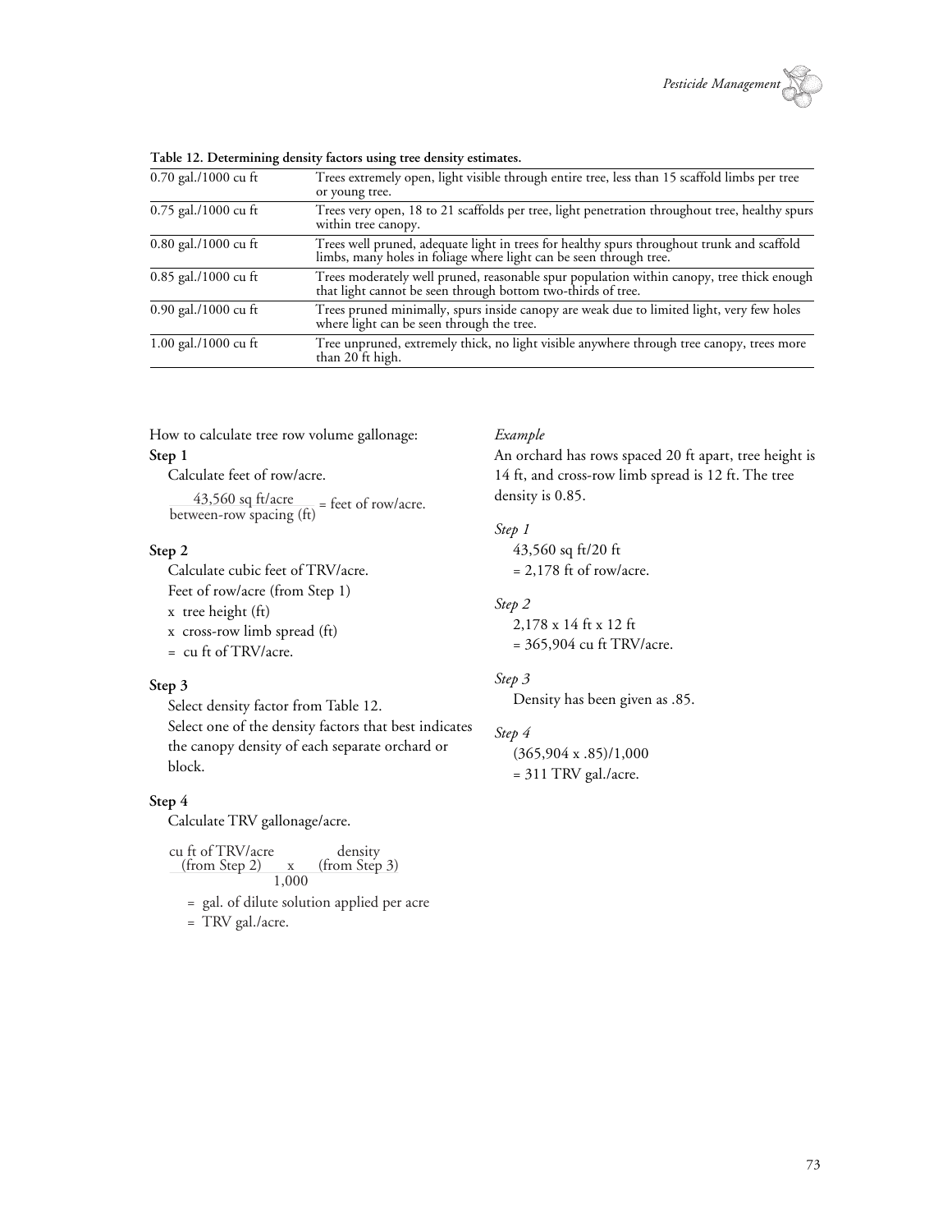**Table 12. Determining density factors using tree density estimates.**

| | |
|---|---|
| 0.70 gal./1000 cu ft | Trees extremely open, light visible through entire tree, less than 15 scaffold limbs per tree or young tree. |
| 0.75 gal./1000 cu ft | Trees very open, 18 to 21 scaffolds per tree, light penetration throughout tree, healthy spurs within tree canopy. |
| 0.80 gal./1000 cu ft | Trees well pruned, adequate light in trees for healthy spurs throughout trunk and scaffold limbs, many holes in foliage where light can be seen through tree. |
| 0.85 gal./1000 cu ft | Trees moderately well pruned, reasonable spur population within canopy, tree thick enough that light cannot be seen through bottom two-thirds of tree. |
| 0.90 gal./1000 cu ft | Trees pruned minimally, spurs inside canopy are weak due to limited light, very few holes where light can be seen through the tree. |
| 1.00 gal./1000 cu ft | Tree unpruned, extremely thick, no light visible anywhere through tree canopy, trees more than 20 ft high. |

How to calculate tree row volume gallonage:

**Step 1**

Calculate feet of row/acre.

$$\frac{\text{43,560 sq ft/acre}}{\text{between-row spacing (ft)}} = \text{feet of row/acre.}$$

**Step 2**

Calculate cubic feet of TRV/acre.

Feet of row/acre (from Step 1)

x tree height (ft)

x cross-row limb spread (ft)

= cu ft of TRV/acre.

**Step 3**

Select density factor from Table 12.

Select one of the density factors that best indicates the canopy density of each separate orchard or block.

**Step 4**

Calculate TRV gallonage/acre.

$$\frac{\text{cu ft of TRV/acre (from Step 2)} \times \text{density (from Step 3)}}{1,000}$$

= gal. of dilute solution applied per acre

= TRV gal./acre.

*Example*

An orchard has rows spaced 20 ft apart, tree height is 14 ft, and cross-row limb spread is 12 ft. The tree density is 0.85.

*Step 1*

43,560 sq ft/20 ft

= 2,178 ft of row/acre.

*Step 2*

2,178 x 14 ft x 12 ft

= 365,904 cu ft TRV/acre.

*Step 3*

Density has been given as .85.

*Step 4*

(365,904 x .85)/1,000

= 311 TRV gal./acre.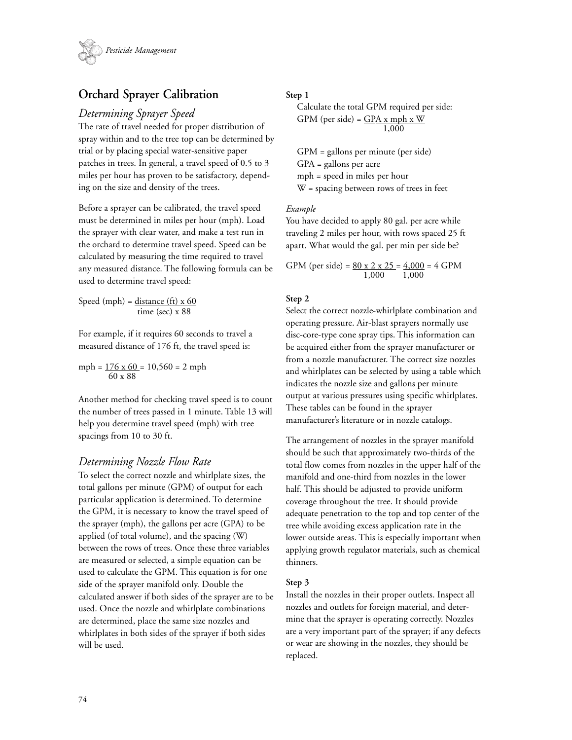## Orchard Sprayer Calibration

### *Determining Sprayer Speed*

The rate of travel needed for proper distribution of spray within and to the tree top can be determined by trial or by placing special water-sensitive paper patches in trees. In general, a travel speed of 0.5 to 3 miles per hour has proven to be satisfactory, depending on the size and density of the trees.

Before a sprayer can be calibrated, the travel speed must be determined in miles per hour (mph). Load the sprayer with clear water, and make a test run in the orchard to determine travel speed. Speed can be calculated by measuring the time required to travel any measured distance. The following formula can be used to determine travel speed:

$$\text{Speed (mph)} = \frac{\text{distance (ft)} \times 60}{\text{time (sec)} \times 88}$$

For example, if it requires 60 seconds to travel a measured distance of 176 ft, the travel speed is:

$$\text{mph} = \frac{176 \times 60}{60 \times 88} = 10{,}560 = 2 \text{ mph}$$

Another method for checking travel speed is to count the number of trees passed in 1 minute. Table 13 will help you determine travel speed (mph) with tree spacings from 10 to 30 ft.

### *Determining Nozzle Flow Rate*

To select the correct nozzle and whirlplate sizes, the total gallons per minute (GPM) of output for each particular application is determined. To determine the GPM, it is necessary to know the travel speed of the sprayer (mph), the gallons per acre (GPA) to be applied (of total volume), and the spacing (W) between the rows of trees. Once these three variables are measured or selected, a simple equation can be used to calculate the GPM. This equation is for one side of the sprayer manifold only. Double the calculated answer if both sides of the sprayer are to be used. Once the nozzle and whirlplate combinations are determined, place the same size nozzles and whirlplates in both sides of the sprayer if both sides will be used.

**Step 1**

Calculate the total GPM required per side:

$$\text{GPM (per side)} = \frac{\text{GPA} \times \text{mph} \times \text{W}}{1{,}000}$$

GPM = gallons per minute (per side)
GPA = gallons per acre
mph = speed in miles per hour
W = spacing between rows of trees in feet

*Example*

You have decided to apply 80 gal. per acre while traveling 2 miles per hour, with rows spaced 25 ft apart. What would the gal. per min per side be?

$$\text{GPM (per side)} = \frac{80 \times 2 \times 25}{1{,}000} = \frac{4{,}000}{1{,}000} = 4 \text{ GPM}$$

**Step 2**

Select the correct nozzle-whirlplate combination and operating pressure. Air-blast sprayers normally use disc-core-type cone spray tips. This information can be acquired either from the sprayer manufacturer or from a nozzle manufacturer. The correct size nozzles and whirlplates can be selected by using a table which indicates the nozzle size and gallons per minute output at various pressures using specific whirlplates. These tables can be found in the sprayer manufacturer's literature or in nozzle catalogs.

The arrangement of nozzles in the sprayer manifold should be such that approximately two-thirds of the total flow comes from nozzles in the upper half of the manifold and one-third from nozzles in the lower half. This should be adjusted to provide uniform coverage throughout the tree. It should provide adequate penetration to the top and top center of the tree while avoiding excess application rate in the lower outside areas. This is especially important when applying growth regulator materials, such as chemical thinners.

**Step 3**

Install the nozzles in their proper outlets. Inspect all nozzles and outlets for foreign material, and determine that the sprayer is operating correctly. Nozzles are a very important part of the sprayer; if any defects or wear are showing in the nozzles, they should be replaced.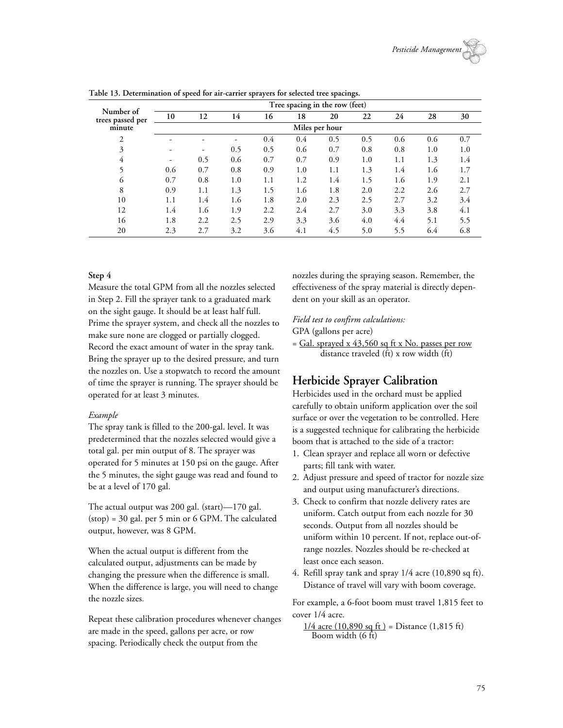**Table 13. Determination of speed for air-carrier sprayers for selected tree spacings.**

| Number of trees passed per minute | Tree spacing in the row (feet) | | | | | | | | | |
|---|---|---|---|---|---|---|---|---|---|---|
| | 10 | 12 | 14 | 16 | 18 | 20 | 22 | 24 | 28 | 30 |
| | Miles per hour | | | | | | | | | |
| 2 | - | - | - | 0.4 | 0.4 | 0.5 | 0.5 | 0.6 | 0.6 | 0.7 |
| 3 | - | - | 0.5 | 0.5 | 0.6 | 0.7 | 0.8 | 0.8 | 1.0 | 1.0 |
| 4 | - | 0.5 | 0.6 | 0.7 | 0.7 | 0.9 | 1.0 | 1.1 | 1.3 | 1.4 |
| 5 | 0.6 | 0.7 | 0.8 | 0.9 | 1.0 | 1.1 | 1.3 | 1.4 | 1.6 | 1.7 |
| 6 | 0.7 | 0.8 | 1.0 | 1.1 | 1.2 | 1.4 | 1.5 | 1.6 | 1.9 | 2.1 |
| 8 | 0.9 | 1.1 | 1.3 | 1.5 | 1.6 | 1.8 | 2.0 | 2.2 | 2.6 | 2.7 |
| 10 | 1.1 | 1.4 | 1.6 | 1.8 | 2.0 | 2.3 | 2.5 | 2.7 | 3.2 | 3.4 |
| 12 | 1.4 | 1.6 | 1.9 | 2.2 | 2.4 | 2.7 | 3.0 | 3.3 | 3.8 | 4.1 |
| 16 | 1.8 | 2.2 | 2.5 | 2.9 | 3.3 | 3.6 | 4.0 | 4.4 | 5.1 | 5.5 |
| 20 | 2.3 | 2.7 | 3.2 | 3.6 | 4.1 | 4.5 | 5.0 | 5.5 | 6.4 | 6.8 |

**Step 4**

Measure the total GPM from all the nozzles selected in Step 2. Fill the sprayer tank to a graduated mark on the sight gauge. It should be at least half full. Prime the sprayer system, and check all the nozzles to make sure none are clogged or partially clogged. Record the exact amount of water in the spray tank. Bring the sprayer up to the desired pressure, and turn the nozzles on. Use a stopwatch to record the amount of time the sprayer is running. The sprayer should be operated for at least 3 minutes.

*Example*

The spray tank is filled to the 200-gal. level. It was predetermined that the nozzles selected would give a total gal. per min output of 8. The sprayer was operated for 5 minutes at 150 psi on the gauge. After the 5 minutes, the sight gauge was read and found to be at a level of 170 gal.

The actual output was 200 gal. (start)—170 gal. (stop) = 30 gal. per 5 min or 6 GPM. The calculated output, however, was 8 GPM.

When the actual output is different from the calculated output, adjustments can be made by changing the pressure when the difference is small. When the difference is large, you will need to change the nozzle sizes.

Repeat these calibration procedures whenever changes are made in the speed, gallons per acre, or row spacing. Periodically check the output from the nozzles during the spraying season. Remember, the effectiveness of the spray material is directly dependent on your skill as an operator.

*Field test to confirm calculations:*

GPA (gallons per acre)

$$= \frac{\text{Gal. sprayed} \times 43{,}560 \text{ sq ft} \times \text{No. passes per row}}{\text{distance traveled (ft)} \times \text{row width (ft)}}$$

## Herbicide Sprayer Calibration

Herbicides used in the orchard must be applied carefully to obtain uniform application over the soil surface or over the vegetation to be controlled. Here is a suggested technique for calibrating the herbicide boom that is attached to the side of a tractor:

1. Clean sprayer and replace all worn or defective parts; fill tank with water.
2. Adjust pressure and speed of tractor for nozzle size and output using manufacturer's directions.
3. Check to confirm that nozzle delivery rates are uniform. Catch output from each nozzle for 30 seconds. Output from all nozzles should be uniform within 10 percent. If not, replace out-of-range nozzles. Nozzles should be re-checked at least once each season.
4. Refill spray tank and spray 1/4 acre (10,890 sq ft). Distance of travel will vary with boom coverage.

For example, a 6-foot boom must travel 1,815 feet to cover 1/4 acre.

$$\frac{\text{1/4 acre (10,890 sq ft)}}{\text{Boom width (6 ft)}} = \text{Distance (1,815 ft)}$$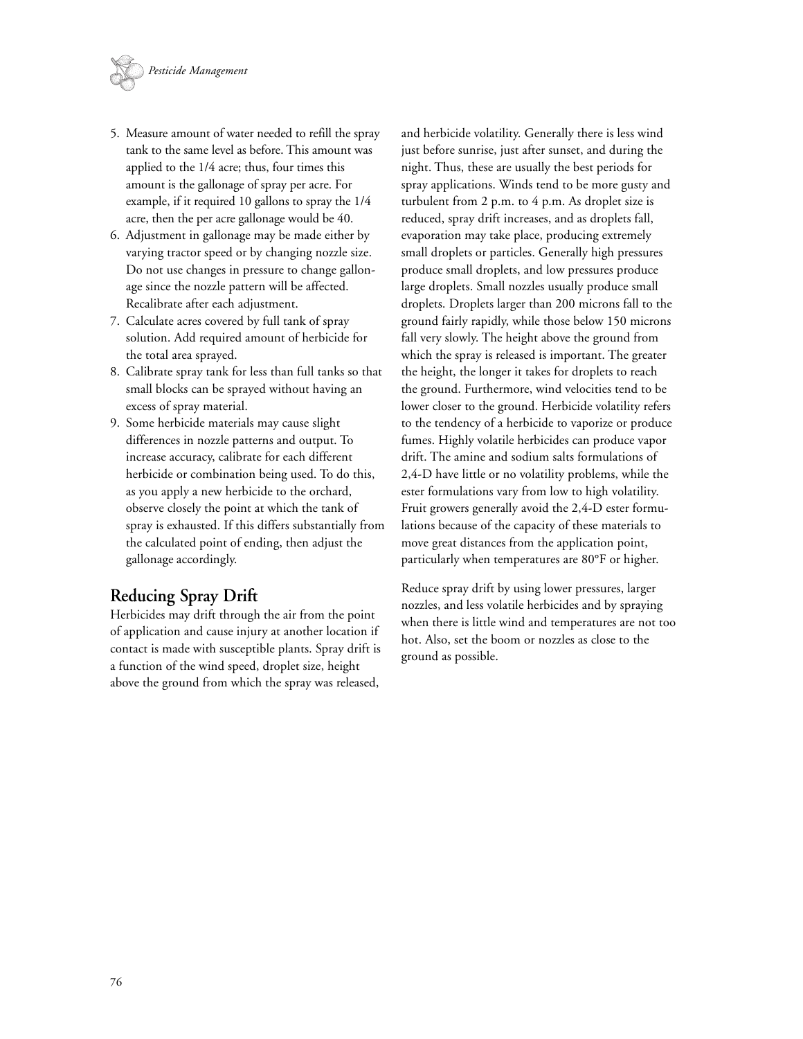5. Measure amount of water needed to refill the spray tank to the same level as before. This amount was applied to the 1/4 acre; thus, four times this amount is the gallonage of spray per acre. For example, if it required 10 gallons to spray the 1/4 acre, then the per acre gallonage would be 40.
6. Adjustment in gallonage may be made either by varying tractor speed or by changing nozzle size. Do not use changes in pressure to change gallonage since the nozzle pattern will be affected. Recalibrate after each adjustment.
7. Calculate acres covered by full tank of spray solution. Add required amount of herbicide for the total area sprayed.
8. Calibrate spray tank for less than full tanks so that small blocks can be sprayed without having an excess of spray material.
9. Some herbicide materials may cause slight differences in nozzle patterns and output. To increase accuracy, calibrate for each different herbicide or combination being used. To do this, as you apply a new herbicide to the orchard, observe closely the point at which the tank of spray is exhausted. If this differs substantially from the calculated point of ending, then adjust the gallonage accordingly.

## Reducing Spray Drift

Herbicides may drift through the air from the point of application and cause injury at another location if contact is made with susceptible plants. Spray drift is a function of the wind speed, droplet size, height above the ground from which the spray was released, and herbicide volatility. Generally there is less wind just before sunrise, just after sunset, and during the night. Thus, these are usually the best periods for spray applications. Winds tend to be more gusty and turbulent from 2 p.m. to 4 p.m. As droplet size is reduced, spray drift increases, and as droplets fall, evaporation may take place, producing extremely small droplets or particles. Generally high pressures produce small droplets, and low pressures produce large droplets. Small nozzles usually produce small droplets. Droplets larger than 200 microns fall to the ground fairly rapidly, while those below 150 microns fall very slowly. The height above the ground from which the spray is released is important. The greater the height, the longer it takes for droplets to reach the ground. Furthermore, wind velocities tend to be lower closer to the ground. Herbicide volatility refers to the tendency of a herbicide to vaporize or produce fumes. Highly volatile herbicides can produce vapor drift. The amine and sodium salts formulations of 2,4-D have little or no volatility problems, while the ester formulations vary from low to high volatility. Fruit growers generally avoid the 2,4-D ester formulations because of the capacity of these materials to move great distances from the application point, particularly when temperatures are 80°F or higher.

Reduce spray drift by using lower pressures, larger nozzles, and less volatile herbicides and by spraying when there is little wind and temperatures are not too hot. Also, set the boom or nozzles as close to the ground as possible.